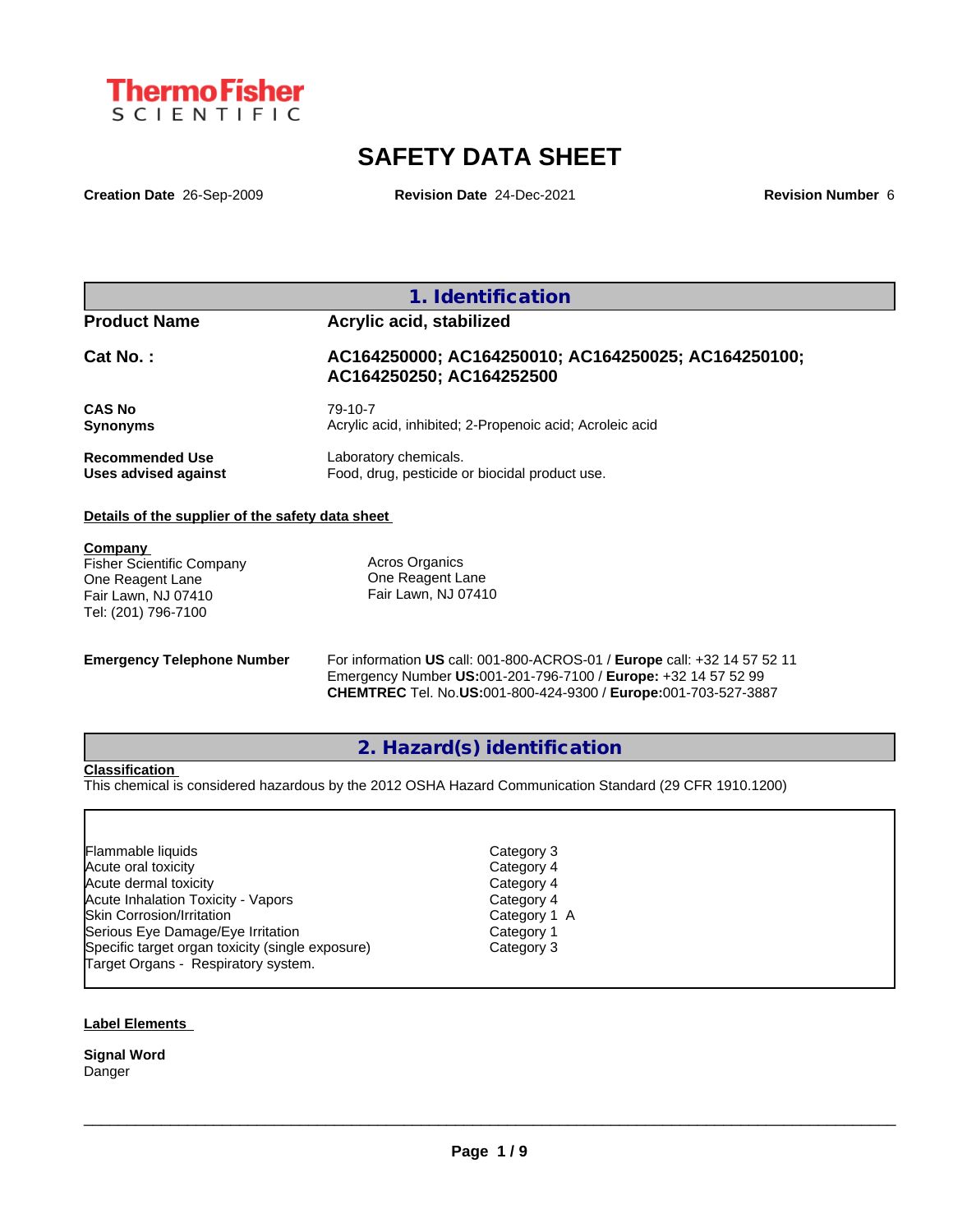ThermoFisher SCIENTIFIC

# SAFETY DATA SHEET

**Creation Date** 26-Sep-2009 **Revision Date** 24-Dec-2021 **Revision Number** 6

## 1. Identification

| | |
|---|---|
| **Product Name** | **Acrylic acid, stabilized** |
| **Cat No. :** | **AC164250000; AC164250010; AC164250025; AC164250100; AC164250250; AC164252500** |
| **CAS No** | 79-10-7 |
| **Synonyms** | Acrylic acid, inhibited; 2-Propenoic acid; Acroleic acid |
| **Recommended Use** | Laboratory chemicals. |
| **Uses advised against** | Food, drug, pesticide or biocidal product use. |

**Details of the supplier of the safety data sheet**

**Company**

Fisher Scientific Company
One Reagent Lane
Fair Lawn, NJ 07410
Tel: (201) 796-7100

Acros Organics
One Reagent Lane
Fair Lawn, NJ 07410

**Emergency Telephone Number**
For information **US** call: 001-800-ACROS-01 / **Europe** call: +32 14 57 52 11
Emergency Number **US:**001-201-796-7100 / **Europe:** +32 14 57 52 99
**CHEMTREC** Tel. No.**US:**001-800-424-9300 / **Europe:**001-703-527-3887

## 2. Hazard(s) identification

**Classification**

This chemical is considered hazardous by the 2012 OSHA Hazard Communication Standard (29 CFR 1910.1200)

| | |
|---|---|
| Flammable liquids | Category 3 |
| Acute oral toxicity | Category 4 |
| Acute dermal toxicity | Category 4 |
| Acute Inhalation Toxicity - Vapors | Category 4 |
| Skin Corrosion/Irritation | Category 1 A |
| Serious Eye Damage/Eye Irritation | Category 1 |
| Specific target organ toxicity (single exposure) | Category 3 |
| Target Organs - Respiratory system. | |

**Label Elements**

**Signal Word**
Danger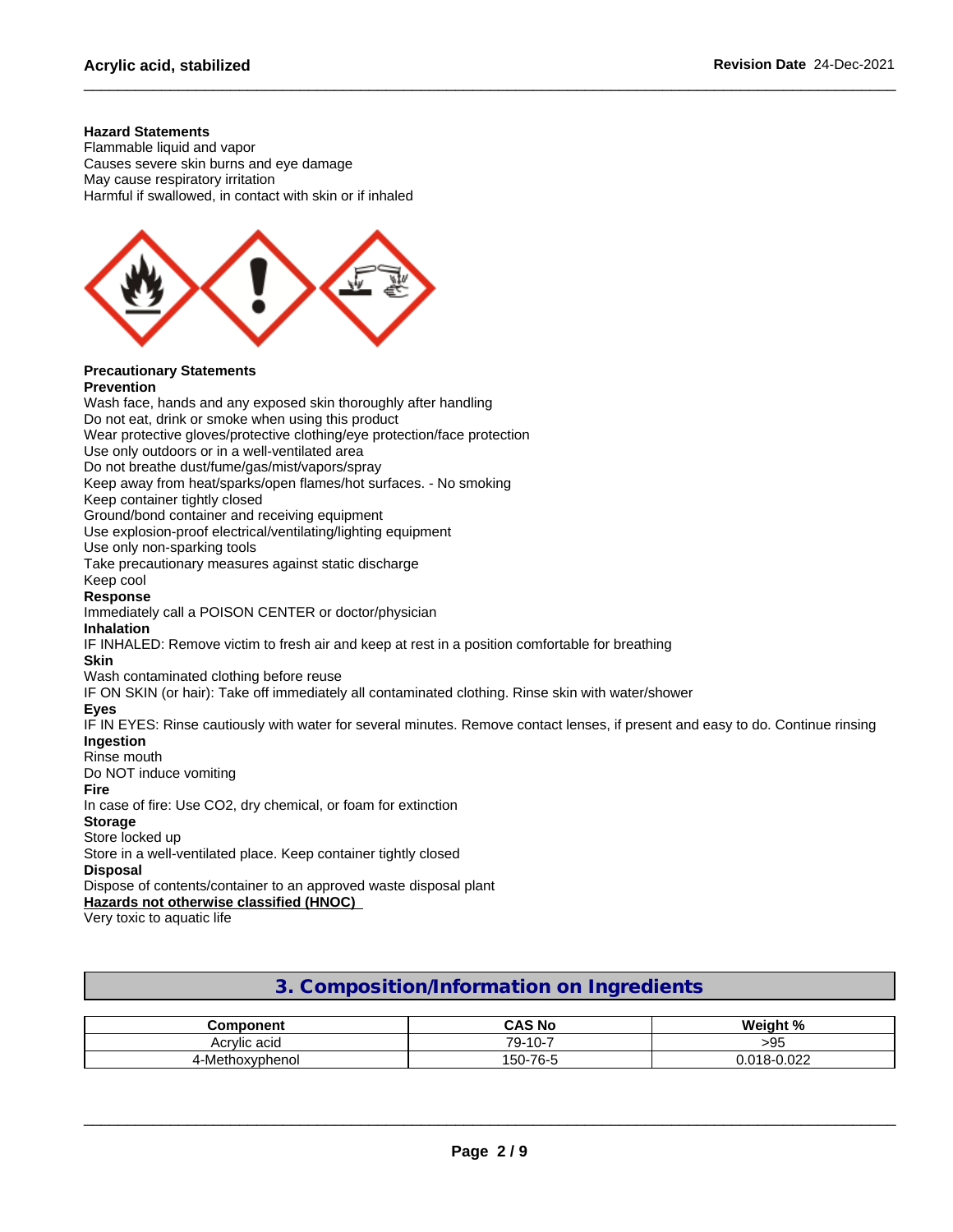**Hazard Statements**
Flammable liquid and vapor
Causes severe skin burns and eye damage
May cause respiratory irritation
Harmful if swallowed, in contact with skin or if inhaled

**Precautionary Statements**
**Prevention**
Wash face, hands and any exposed skin thoroughly after handling
Do not eat, drink or smoke when using this product
Wear protective gloves/protective clothing/eye protection/face protection
Use only outdoors or in a well-ventilated area
Do not breathe dust/fume/gas/mist/vapors/spray
Keep away from heat/sparks/open flames/hot surfaces. - No smoking
Keep container tightly closed
Ground/bond container and receiving equipment
Use explosion-proof electrical/ventilating/lighting equipment
Use only non-sparking tools
Take precautionary measures against static discharge
Keep cool
**Response**
Immediately call a POISON CENTER or doctor/physician
**Inhalation**
IF INHALED: Remove victim to fresh air and keep at rest in a position comfortable for breathing
**Skin**
Wash contaminated clothing before reuse
IF ON SKIN (or hair): Take off immediately all contaminated clothing. Rinse skin with water/shower
**Eyes**
IF IN EYES: Rinse cautiously with water for several minutes. Remove contact lenses, if present and easy to do. Continue rinsing
**Ingestion**
Rinse mouth
Do NOT induce vomiting
**Fire**
In case of fire: Use CO2, dry chemical, or foam for extinction
**Storage**
Store locked up
Store in a well-ventilated place. Keep container tightly closed
**Disposal**
Dispose of contents/container to an approved waste disposal plant
**Hazards not otherwise classified (HNOC)**
Very toxic to aquatic life

## 3. Composition/Information on Ingredients

| Component | CAS No | Weight % |
|---|---|---|
| Acrylic acid | 79-10-7 | >95 |
| 4-Methoxyphenol | 150-76-5 | 0.018-0.022 |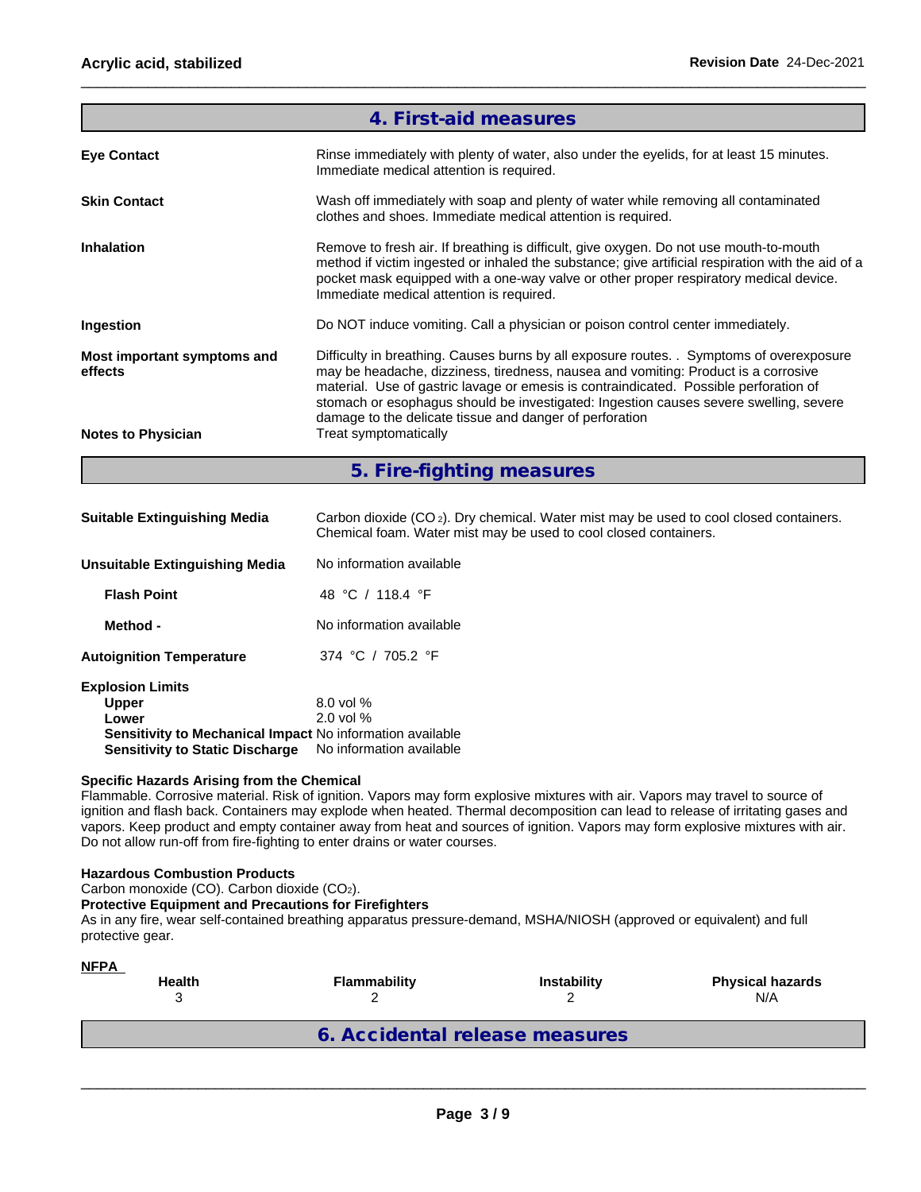## 4. First-aid measures

**Eye Contact** — Rinse immediately with plenty of water, also under the eyelids, for at least 15 minutes. Immediate medical attention is required.

**Skin Contact** — Wash off immediately with soap and plenty of water while removing all contaminated clothes and shoes. Immediate medical attention is required.

**Inhalation** — Remove to fresh air. If breathing is difficult, give oxygen. Do not use mouth-to-mouth method if victim ingested or inhaled the substance; give artificial respiration with the aid of a pocket mask equipped with a one-way valve or other proper respiratory medical device. Immediate medical attention is required.

**Ingestion** — Do NOT induce vomiting. Call a physician or poison control center immediately.

**Most important symptoms and effects** — Difficulty in breathing. Causes burns by all exposure routes. . Symptoms of overexposure may be headache, dizziness, tiredness, nausea and vomiting: Product is a corrosive material. Use of gastric lavage or emesis is contraindicated. Possible perforation of stomach or esophagus should be investigated: Ingestion causes severe swelling, severe damage to the delicate tissue and danger of perforation

**Notes to Physician** — Treat symptomatically

## 5. Fire-fighting measures

**Suitable Extinguishing Media** — Carbon dioxide ($CO_2$). Dry chemical. Water mist may be used to cool closed containers. Chemical foam. Water mist may be used to cool closed containers.

**Unsuitable Extinguishing Media** — No information available

**Flash Point** — 48 °C / 118.4 °F

**Method -** — No information available

**Autoignition Temperature** — 374 °C / 705.2 °F

**Explosion Limits**
- **Upper** — 8.0 vol %
- **Lower** — 2.0 vol %
- **Sensitivity to Mechanical Impact** — No information available
- **Sensitivity to Static Discharge** — No information available

**Specific Hazards Arising from the Chemical**

Flammable. Corrosive material. Risk of ignition. Vapors may form explosive mixtures with air. Vapors may travel to source of ignition and flash back. Containers may explode when heated. Thermal decomposition can lead to release of irritating gases and vapors. Keep product and empty container away from heat and sources of ignition. Vapors may form explosive mixtures with air. Do not allow run-off from fire-fighting to enter drains or water courses.

**Hazardous Combustion Products**

Carbon monoxide (CO). Carbon dioxide ($CO_2$).

**Protective Equipment and Precautions for Firefighters**

As in any fire, wear self-contained breathing apparatus pressure-demand, MSHA/NIOSH (approved or equivalent) and full protective gear.

**NFPA**

| Health | Flammability | Instability | Physical hazards |
|---|---|---|---|
| 3 | 2 | 2 | N/A |

## 6. Accidental release measures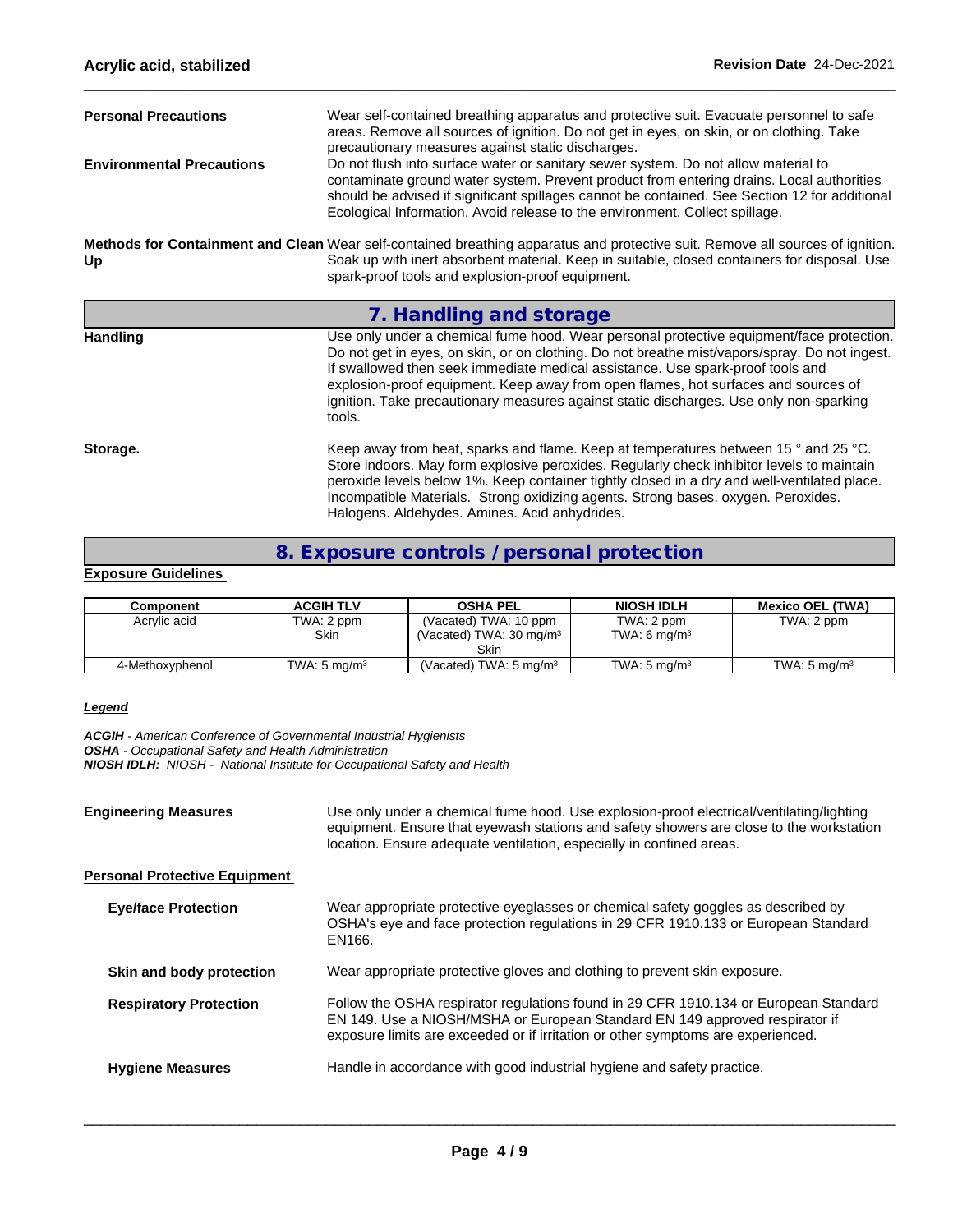**Personal Precautions**

Wear self-contained breathing apparatus and protective suit. Evacuate personnel to safe areas. Remove all sources of ignition. Do not get in eyes, on skin, or on clothing. Take precautionary measures against static discharges.

**Environmental Precautions**

Do not flush into surface water or sanitary sewer system. Do not allow material to contaminate ground water system. Prevent product from entering drains. Local authorities should be advised if significant spillages cannot be contained. See Section 12 for additional Ecological Information. Avoid release to the environment. Collect spillage.

**Methods for Containment and Clean Up**

Wear self-contained breathing apparatus and protective suit. Remove all sources of ignition. Soak up with inert absorbent material. Keep in suitable, closed containers for disposal. Use spark-proof tools and explosion-proof equipment.

## 7. Handling and storage

**Handling**

Use only under a chemical fume hood. Wear personal protective equipment/face protection. Do not get in eyes, on skin, or on clothing. Do not breathe mist/vapors/spray. Do not ingest. If swallowed then seek immediate medical assistance. Use spark-proof tools and explosion-proof equipment. Keep away from open flames, hot surfaces and sources of ignition. Take precautionary measures against static discharges. Use only non-sparking tools.

**Storage.**

Keep away from heat, sparks and flame. Keep at temperatures between 15 ° and 25 °C. Store indoors. May form explosive peroxides. Regularly check inhibitor levels to maintain peroxide levels below 1%. Keep container tightly closed in a dry and well-ventilated place. Incompatible Materials. Strong oxidizing agents. Strong bases. oxygen. Peroxides. Halogens. Aldehydes. Amines. Acid anhydrides.

## 8. Exposure controls / personal protection

**Exposure Guidelines**

| Component | ACGIH TLV | OSHA PEL | NIOSH IDLH | Mexico OEL (TWA) |
|---|---|---|---|---|
| Acrylic acid | TWA: 2 ppm<br>Skin | (Vacated) TWA: 10 ppm<br>(Vacated) TWA: 30 mg/m³<br>Skin | TWA: 2 ppm<br>TWA: 6 mg/m³ | TWA: 2 ppm |
| 4-Methoxyphenol | TWA: 5 mg/m³ | (Vacated) TWA: 5 mg/m³ | TWA: 5 mg/m³ | TWA: 5 mg/m³ |

***Legend***

***ACGIH*** *- American Conference of Governmental Industrial Hygienists*
***OSHA*** *- Occupational Safety and Health Administration*
***NIOSH IDLH:*** *NIOSH - National Institute for Occupational Safety and Health*

**Engineering Measures**

Use only under a chemical fume hood. Use explosion-proof electrical/ventilating/lighting equipment. Ensure that eyewash stations and safety showers are close to the workstation location. Ensure adequate ventilation, especially in confined areas.

**Personal Protective Equipment**

**Eye/face Protection**

Wear appropriate protective eyeglasses or chemical safety goggles as described by OSHA's eye and face protection regulations in 29 CFR 1910.133 or European Standard EN166.

**Skin and body protection**

Wear appropriate protective gloves and clothing to prevent skin exposure.

**Respiratory Protection**

Follow the OSHA respirator regulations found in 29 CFR 1910.134 or European Standard EN 149. Use a NIOSH/MSHA or European Standard EN 149 approved respirator if exposure limits are exceeded or if irritation or other symptoms are experienced.

**Hygiene Measures**

Handle in accordance with good industrial hygiene and safety practice.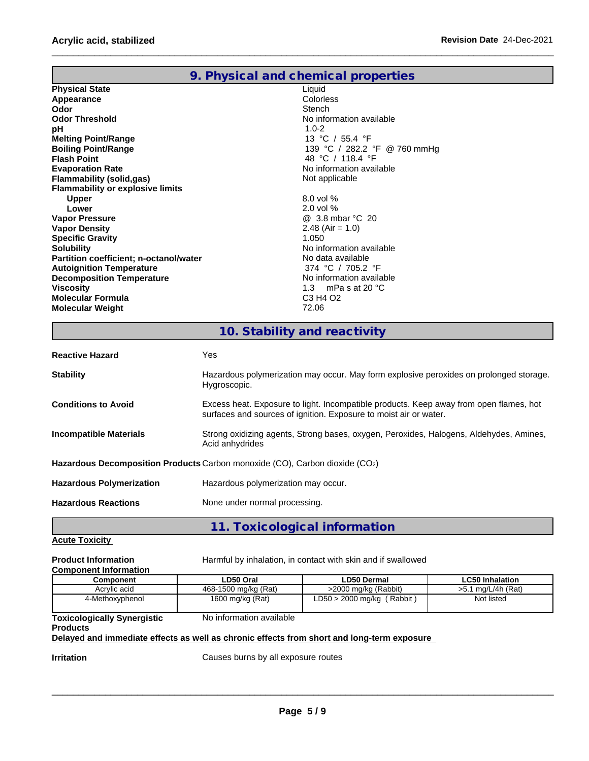## 9. Physical and chemical properties

| | |
|---|---|
| **Physical State** | Liquid |
| **Appearance** | Colorless |
| **Odor** | Stench |
| **Odor Threshold** | No information available |
| **pH** | 1.0-2 |
| **Melting Point/Range** | 13 °C / 55.4 °F |
| **Boiling Point/Range** | 139 °C / 282.2 °F @ 760 mmHg |
| **Flash Point** | 48 °C / 118.4 °F |
| **Evaporation Rate** | No information available |
| **Flammability (solid,gas)** | Not applicable |
| **Flammability or explosive limits** | |
| **Upper** | 8.0 vol % |
| **Lower** | 2.0 vol % |
| **Vapor Pressure** | @ 3.8 mbar °C 20 |
| **Vapor Density** | 2.48 (Air = 1.0) |
| **Specific Gravity** | 1.050 |
| **Solubility** | No information available |
| **Partition coefficient; n-octanol/water** | No data available |
| **Autoignition Temperature** | 374 °C / 705.2 °F |
| **Decomposition Temperature** | No information available |
| **Viscosity** | 1.3 mPa s at 20 °C |
| **Molecular Formula** | C3 H4 O2 |
| **Molecular Weight** | 72.06 |

## 10. Stability and reactivity

| | |
|---|---|
| **Reactive Hazard** | Yes |
| **Stability** | Hazardous polymerization may occur. May form explosive peroxides on prolonged storage. Hygroscopic. |
| **Conditions to Avoid** | Excess heat. Exposure to light. Incompatible products. Keep away from open flames, hot surfaces and sources of ignition. Exposure to moist air or water. |
| **Incompatible Materials** | Strong oxidizing agents, Strong bases, oxygen, Peroxides, Halogens, Aldehydes, Amines, Acid anhydrides |
| **Hazardous Decomposition Products** | Carbon monoxide (CO), Carbon dioxide ($CO_2$) |
| **Hazardous Polymerization** | Hazardous polymerization may occur. |
| **Hazardous Reactions** | None under normal processing. |

## 11. Toxicological information

**Acute Toxicity**

**Product Information** Harmful by inhalation, in contact with skin and if swallowed

**Component Information**

| Component | LD50 Oral | LD50 Dermal | LC50 Inhalation |
|---|---|---|---|
| Acrylic acid | 468-1500 mg/kg (Rat) | >2000 mg/kg (Rabbit) | >5.1 mg/L/4h (Rat) |
| 4-Methoxyphenol | 1600 mg/kg (Rat) | LD50 > 2000 mg/kg ( Rabbit ) | Not listed |

**Toxicologically Synergistic Products** No information available

**Delayed and immediate effects as well as chronic effects from short and long-term exposure**

**Irritation** Causes burns by all exposure routes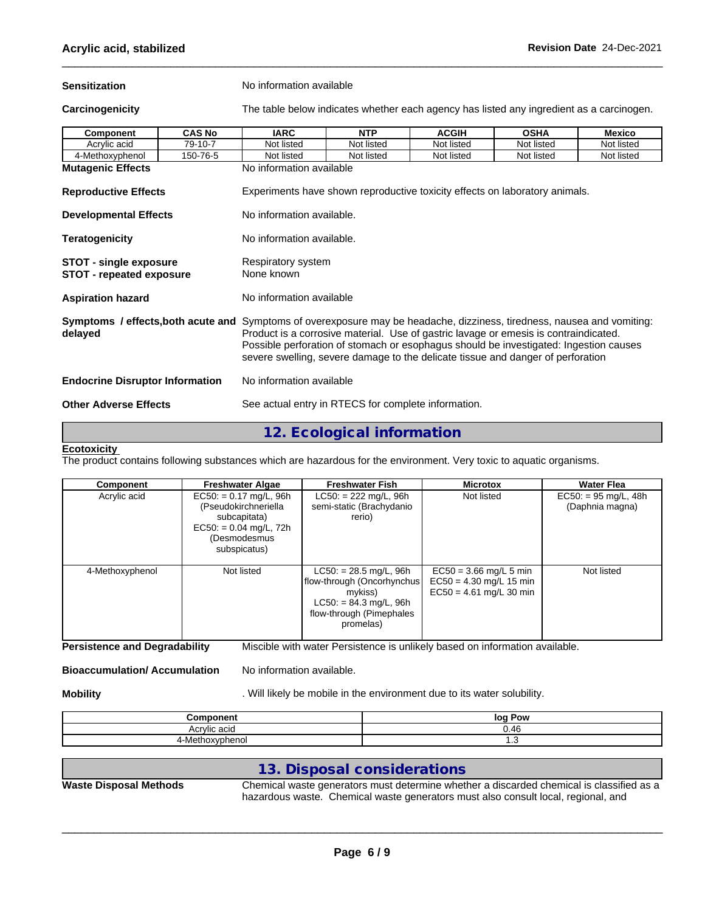**Sensitization** No information available

**Carcinogenicity** The table below indicates whether each agency has listed any ingredient as a carcinogen.

| Component | CAS No | IARC | NTP | ACGIH | OSHA | Mexico |
|---|---|---|---|---|---|---|
| Acrylic acid | 79-10-7 | Not listed | Not listed | Not listed | Not listed | Not listed |
| 4-Methoxyphenol | 150-76-5 | Not listed | Not listed | Not listed | Not listed | Not listed |

**Mutagenic Effects** No information available

**Reproductive Effects** Experiments have shown reproductive toxicity effects on laboratory animals.

**Developmental Effects** No information available.

**Teratogenicity** No information available.

**STOT - single exposure** Respiratory system
**STOT - repeated exposure** None known

**Aspiration hazard** No information available

**Symptoms / effects,both acute and delayed** Symptoms of overexposure may be headache, dizziness, tiredness, nausea and vomiting: Product is a corrosive material. Use of gastric lavage or emesis is contraindicated. Possible perforation of stomach or esophagus should be investigated: Ingestion causes severe swelling, severe damage to the delicate tissue and danger of perforation

**Endocrine Disruptor Information** No information available

**Other Adverse Effects** See actual entry in RTECS for complete information.

## 12. Ecological information

**Ecotoxicity**
The product contains following substances which are hazardous for the environment. Very toxic to aquatic organisms.

| Component | Freshwater Algae | Freshwater Fish | Microtox | Water Flea |
|---|---|---|---|---|
| Acrylic acid | EC50: = 0.17 mg/L, 96h (Pseudokirchneriella subcapitata) EC50: = 0.04 mg/L, 72h (Desmodesmus subspicatus) | LC50: = 222 mg/L, 96h semi-static (Brachydanio rerio) | Not listed | EC50: = 95 mg/L, 48h (Daphnia magna) |
| 4-Methoxyphenol | Not listed | LC50: = 28.5 mg/L, 96h flow-through (Oncorhynchus mykiss) LC50: = 84.3 mg/L, 96h flow-through (Pimephales promelas) | EC50 = 3.66 mg/L 5 min EC50 = 4.30 mg/L 15 min EC50 = 4.61 mg/L 30 min | Not listed |

**Persistence and Degradability** Miscible with water Persistence is unlikely based on information available.

**Bioaccumulation/ Accumulation** No information available.

**Mobility** . Will likely be mobile in the environment due to its water solubility.

| Component | log Pow |
|---|---|
| Acrylic acid | 0.46 |
| 4-Methoxyphenol | 1.3 |

## 13. Disposal considerations

**Waste Disposal Methods** Chemical waste generators must determine whether a discarded chemical is classified as a hazardous waste. Chemical waste generators must also consult local, regional, and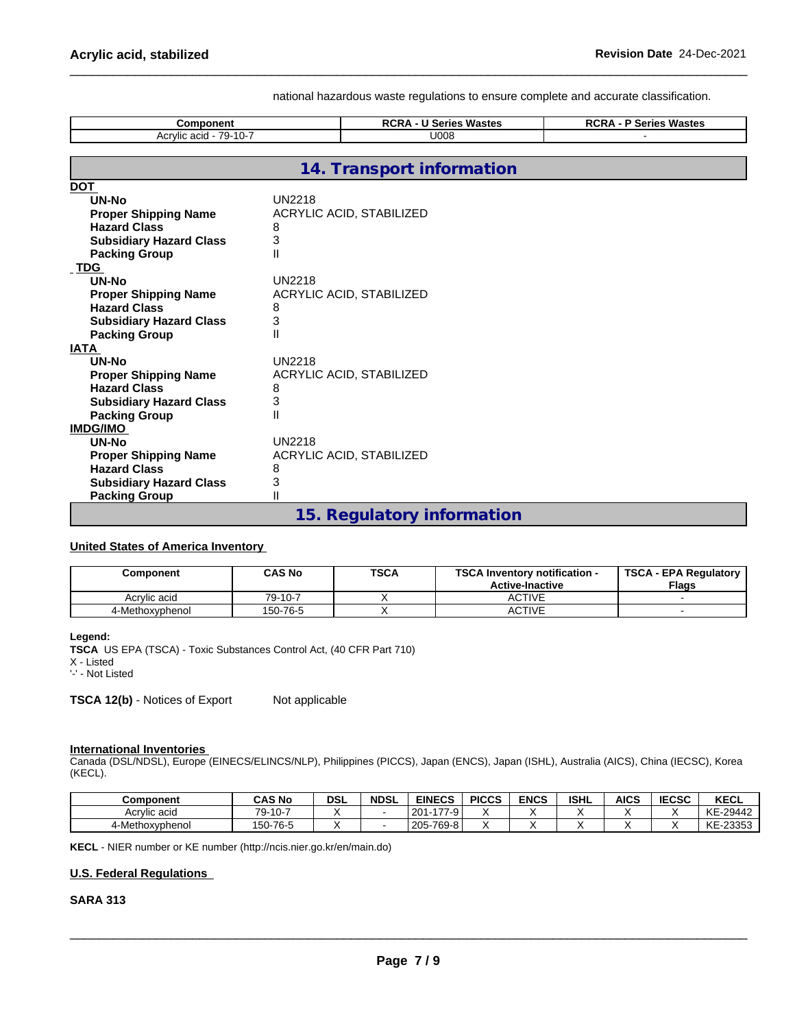national hazardous waste regulations to ensure complete and accurate classification.

| Component | RCRA - U Series Wastes | RCRA - P Series Wastes |
|---|---|---|
| Acrylic acid - 79-10-7 | U008 | - |

## 14. Transport information

**DOT**

| | |
|---|---|
| **UN-No** | UN2218 |
| **Proper Shipping Name** | ACRYLIC ACID, STABILIZED |
| **Hazard Class** | 8 |
| **Subsidiary Hazard Class** | 3 |
| **Packing Group** | II |

**TDG**

| | |
|---|---|
| **UN-No** | UN2218 |
| **Proper Shipping Name** | ACRYLIC ACID, STABILIZED |
| **Hazard Class** | 8 |
| **Subsidiary Hazard Class** | 3 |
| **Packing Group** | II |

**IATA**

| | |
|---|---|
| **UN-No** | UN2218 |
| **Proper Shipping Name** | ACRYLIC ACID, STABILIZED |
| **Hazard Class** | 8 |
| **Subsidiary Hazard Class** | 3 |
| **Packing Group** | II |

**IMDG/IMO**

| | |
|---|---|
| **UN-No** | UN2218 |
| **Proper Shipping Name** | ACRYLIC ACID, STABILIZED |
| **Hazard Class** | 8 |
| **Subsidiary Hazard Class** | 3 |
| **Packing Group** | II |

## 15. Regulatory information

**United States of America Inventory**

| Component | CAS No | TSCA | TSCA Inventory notification - Active-Inactive | TSCA - EPA Regulatory Flags |
|---|---|---|---|---|
| Acrylic acid | 79-10-7 | X | ACTIVE | - |
| 4-Methoxyphenol | 150-76-5 | X | ACTIVE | - |

**Legend:**
**TSCA** US EPA (TSCA) - Toxic Substances Control Act, (40 CFR Part 710)
X - Listed
'-' - Not Listed

**TSCA 12(b)** - Notices of Export Not applicable

**International Inventories**
Canada (DSL/NDSL), Europe (EINECS/ELINCS/NLP), Philippines (PICCS), Japan (ENCS), Japan (ISHL), Australia (AICS), China (IECSC), Korea (KECL).

| Component | CAS No | DSL | NDSL | EINECS | PICCS | ENCS | ISHL | AICS | IECSC | KECL |
|---|---|---|---|---|---|---|---|---|---|---|
| Acrylic acid | 79-10-7 | X | - | 201-177-9 | X | X | X | X | X | KE-29442 |
| 4-Methoxyphenol | 150-76-5 | X | - | 205-769-8 | X | X | X | X | X | KE-23353 |

**KECL** - NIER number or KE number (http://ncis.nier.go.kr/en/main.do)

**U.S. Federal Regulations**

**SARA 313**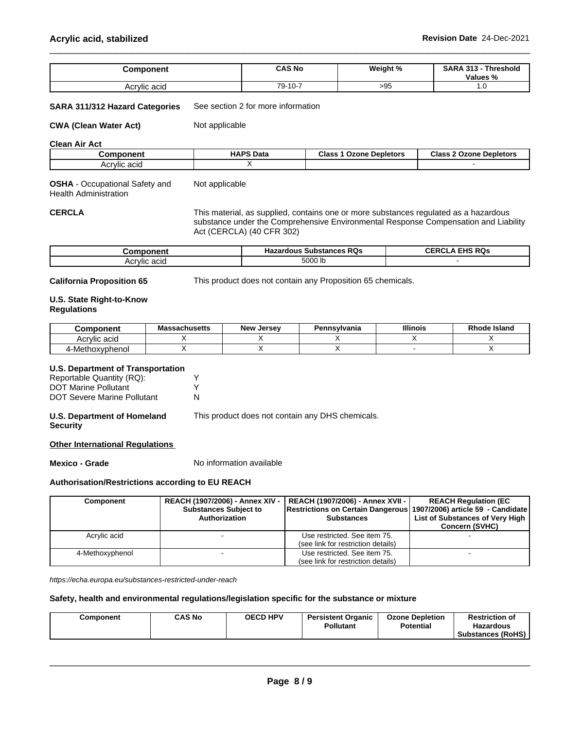| Component | CAS No | Weight % | SARA 313 - Threshold Values % |
|---|---|---|---|
| Acrylic acid | 79-10-7 | >95 | 1.0 |

**SARA 311/312 Hazard Categories** See section 2 for more information

**CWA (Clean Water Act)** Not applicable

**Clean Air Act**

| Component | HAPS Data | Class 1 Ozone Depletors | Class 2 Ozone Depletors |
|---|---|---|---|
| Acrylic acid | X | | - |

**OSHA** - Occupational Safety and Health Administration Not applicable

**CERCLA** This material, as supplied, contains one or more substances regulated as a hazardous substance under the Comprehensive Environmental Response Compensation and Liability Act (CERCLA) (40 CFR 302)

| Component | Hazardous Substances RQs | CERCLA EHS RQs |
|---|---|---|
| Acrylic acid | 5000 lb | - |

**California Proposition 65** This product does not contain any Proposition 65 chemicals.

**U.S. State Right-to-Know Regulations**

| Component | Massachusetts | New Jersey | Pennsylvania | Illinois | Rhode Island |
|---|---|---|---|---|---|
| Acrylic acid | X | X | X | X | X |
| 4-Methoxyphenol | X | X | X | - | X |

**U.S. Department of Transportation**

Reportable Quantity (RQ): Y
DOT Marine Pollutant Y
DOT Severe Marine Pollutant N

**U.S. Department of Homeland Security** This product does not contain any DHS chemicals.

**Other International Regulations**

**Mexico - Grade** No information available

**Authorisation/Restrictions according to EU REACH**

| Component | REACH (1907/2006) - Annex XIV - Substances Subject to Authorization | REACH (1907/2006) - Annex XVII - Restrictions on Certain Dangerous Substances | REACH Regulation (EC 1907/2006) article 59 - Candidate List of Substances of Very High Concern (SVHC) |
|---|---|---|---|
| Acrylic acid | - | Use restricted. See item 75. (see link for restriction details) | - |
| 4-Methoxyphenol | - | Use restricted. See item 75. (see link for restriction details) | - |

*https://echa.europa.eu/substances-restricted-under-reach*

**Safety, health and environmental regulations/legislation specific for the substance or mixture**

| Component | CAS No | OECD HPV | Persistent Organic Pollutant | Ozone Depletion Potential | Restriction of Hazardous Substances (RoHS) |
|---|---|---|---|---|---|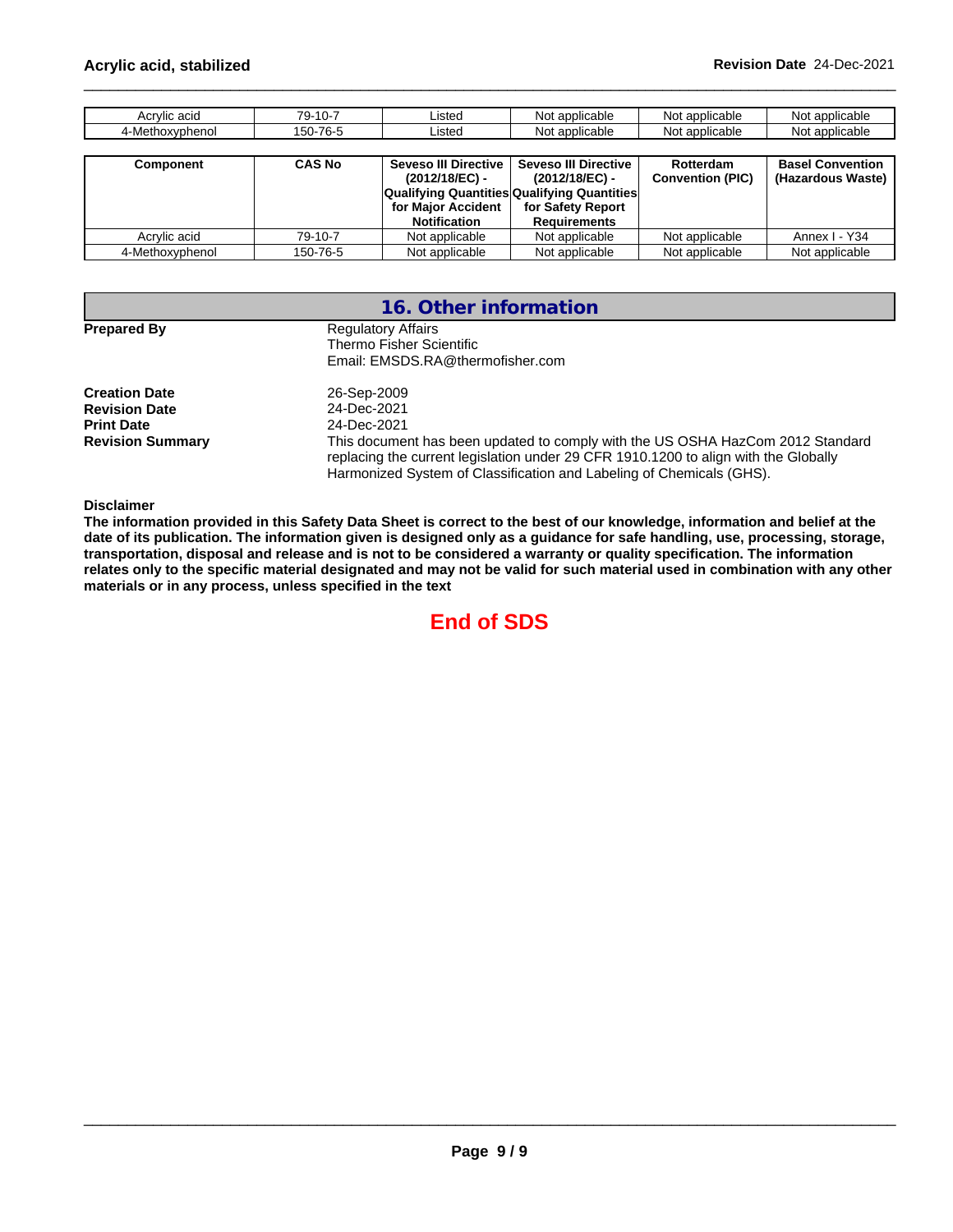| | | | | | |
|---|---|---|---|---|---|
| Acrylic acid | 79-10-7 | Listed | Not applicable | Not applicable | Not applicable |
| 4-Methoxyphenol | 150-76-5 | Listed | Not applicable | Not applicable | Not applicable |

| Component | CAS No | Seveso III Directive (2012/18/EC) - Qualifying Quantities for Major Accident Notification | Seveso III Directive (2012/18/EC) - Qualifying Quantities for Safety Report Requirements | Rotterdam Convention (PIC) | Basel Convention (Hazardous Waste) |
|---|---|---|---|---|---|
| Acrylic acid | 79-10-7 | Not applicable | Not applicable | Not applicable | Annex I - Y34 |
| 4-Methoxyphenol | 150-76-5 | Not applicable | Not applicable | Not applicable | Not applicable |

## 16. Other information

**Prepared By**
Regulatory Affairs
Thermo Fisher Scientific
Email: EMSDS.RA@thermofisher.com

**Creation Date** 26-Sep-2009
**Revision Date** 24-Dec-2021
**Print Date** 24-Dec-2021
**Revision Summary** This document has been updated to comply with the US OSHA HazCom 2012 Standard replacing the current legislation under 29 CFR 1910.1200 to align with the Globally Harmonized System of Classification and Labeling of Chemicals (GHS).

**Disclaimer**

**The information provided in this Safety Data Sheet is correct to the best of our knowledge, information and belief at the date of its publication. The information given is designed only as a guidance for safe handling, use, processing, storage, transportation, disposal and release and is not to be considered a warranty or quality specification. The information relates only to the specific material designated and may not be valid for such material used in combination with any other materials or in any process, unless specified in the text**

**End of SDS**